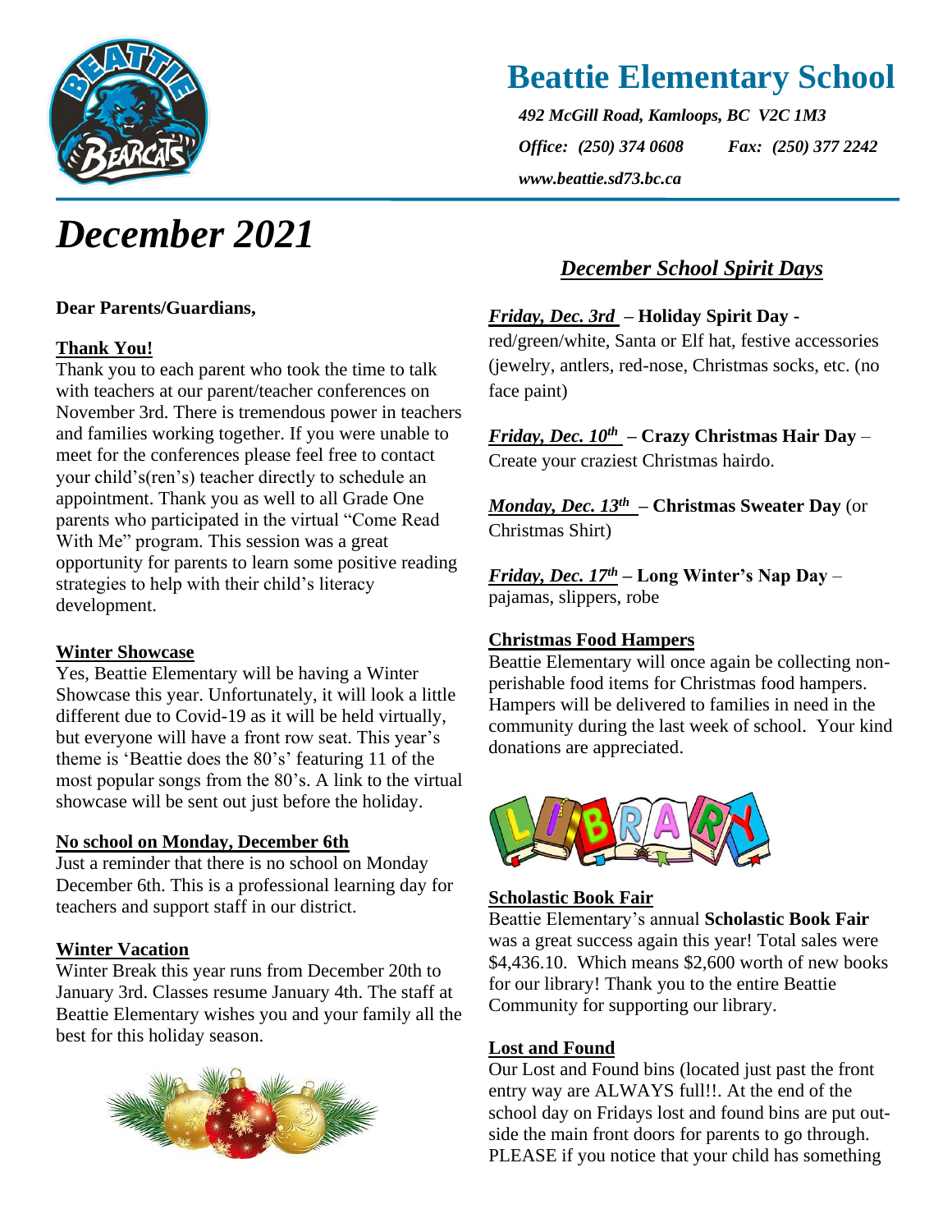# Beattie Elementary School

*492 McGill Road, Kamloops, BC V2C 1M3*

*Office: (250) 374 0608 Fax: (250) 377 2242*

*www.beattie.sd73.bc.ca*

# *December 2021*

**Dear Parents/Guardians,**

**Thank You!**

Thank you to each parent who took the time to talk with teachers at our parent/teacher conferences on November 3rd. There is tremendous power in teachers and families working together. If you were unable to meet for the conferences please feel free to contact your child's(ren's) teacher directly to schedule an appointment. Thank you as well to all Grade One parents who participated in the virtual "Come Read With Me" program. This session was a great opportunity for parents to learn some positive reading strategies to help with their child's literacy development.

**Winter Showcase**

Yes, Beattie Elementary will be having a Winter Showcase this year. Unfortunately, it will look a little different due to Covid-19 as it will be held virtually, but everyone will have a front row seat. This year's theme is 'Beattie does the 80's' featuring 11 of the most popular songs from the 80's. A link to the virtual showcase will be sent out just before the holiday.

**No school on Monday, December 6th**

Just a reminder that there is no school on Monday December 6th. This is a professional learning day for teachers and support staff in our district.

**Winter Vacation**

Winter Break this year runs from December 20th to January 3rd. Classes resume January 4th. The staff at Beattie Elementary wishes you and your family all the best for this holiday season.

## *December School Spirit Days*

***Friday, Dec. 3rd*** **– Holiday Spirit Day -** red/green/white, Santa or Elf hat, festive accessories (jewelry, antlers, red-nose, Christmas socks, etc. (no face paint)

***Friday, Dec. 10th*** **– Crazy Christmas Hair Day** – Create your craziest Christmas hairdo.

***Monday, Dec. 13th*** **– Christmas Sweater Day** (or Christmas Shirt)

***Friday, Dec. 17th*** **– Long Winter's Nap Day** – pajamas, slippers, robe

**Christmas Food Hampers**

Beattie Elementary will once again be collecting non-perishable food items for Christmas food hampers. Hampers will be delivered to families in need in the community during the last week of school. Your kind donations are appreciated.

**Scholastic Book Fair**

Beattie Elementary's annual **Scholastic Book Fair** was a great success again this year! Total sales were $4,436.10. Which means $2,600 worth of new books for our library! Thank you to the entire Beattie Community for supporting our library.

**Lost and Found**

Our Lost and Found bins (located just past the front entry way are ALWAYS full!!. At the end of the school day on Fridays lost and found bins are put outside the main front doors for parents to go through. PLEASE if you notice that your child has something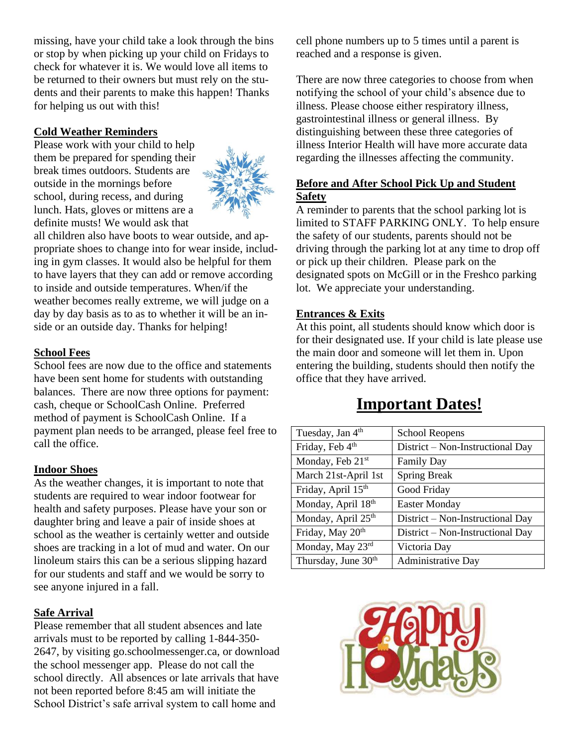missing, have your child take a look through the bins or stop by when picking up your child on Fridays to check for whatever it is. We would love all items to be returned to their owners but must rely on the students and their parents to make this happen! Thanks for helping us out with this!

**Cold Weather Reminders**

Please work with your child to help them be prepared for spending their break times outdoors. Students are outside in the mornings before school, during recess, and during lunch. Hats, gloves or mittens are a definite musts! We would ask that all children also have boots to wear outside, and appropriate shoes to change into for wear inside, including in gym classes. It would also be helpful for them to have layers that they can add or remove according to inside and outside temperatures. When/if the weather becomes really extreme, we will judge on a day by day basis as to as to whether it will be an inside or an outside day. Thanks for helping!

**School Fees**

School fees are now due to the office and statements have been sent home for students with outstanding balances. There are now three options for payment: cash, cheque or SchoolCash Online. Preferred method of payment is SchoolCash Online. If a payment plan needs to be arranged, please feel free to call the office.

**Indoor Shoes**

As the weather changes, it is important to note that students are required to wear indoor footwear for health and safety purposes. Please have your son or daughter bring and leave a pair of inside shoes at school as the weather is certainly wetter and outside shoes are tracking in a lot of mud and water. On our linoleum stairs this can be a serious slipping hazard for our students and staff and we would be sorry to see anyone injured in a fall.

**Safe Arrival**

Please remember that all student absences and late arrivals must to be reported by calling 1-844-350-2647, by visiting go.schoolmessenger.ca, or download the school messenger app. Please do not call the school directly. All absences or late arrivals that have not been reported before 8:45 am will initiate the School District's safe arrival system to call home and cell phone numbers up to 5 times until a parent is reached and a response is given.

There are now three categories to choose from when notifying the school of your child's absence due to illness. Please choose either respiratory illness, gastrointestinal illness or general illness. By distinguishing between these three categories of illness Interior Health will have more accurate data regarding the illnesses affecting the community.

**Before and After School Pick Up and Student Safety**

A reminder to parents that the school parking lot is limited to STAFF PARKING ONLY. To help ensure the safety of our students, parents should not be driving through the parking lot at any time to drop off or pick up their children. Please park on the designated spots on McGill or in the Freshco parking lot. We appreciate your understanding.

**Entrances & Exits**

At this point, all students should know which door is for their designated use. If your child is late please use the main door and someone will let them in. Upon entering the building, students should then notify the office that they have arrived.

# Important Dates!

| | |
|---|---|
| Tuesday, Jan 4th | School Reopens |
| Friday, Feb 4th | District – Non-Instructional Day |
| Monday, Feb 21st | Family Day |
| March 21st-April 1st | Spring Break |
| Friday, April 15th | Good Friday |
| Monday, April 18th | Easter Monday |
| Monday, April 25th | District – Non-Instructional Day |
| Friday, May 20th | District – Non-Instructional Day |
| Monday, May 23rd | Victoria Day |
| Thursday, June 30th | Administrative Day |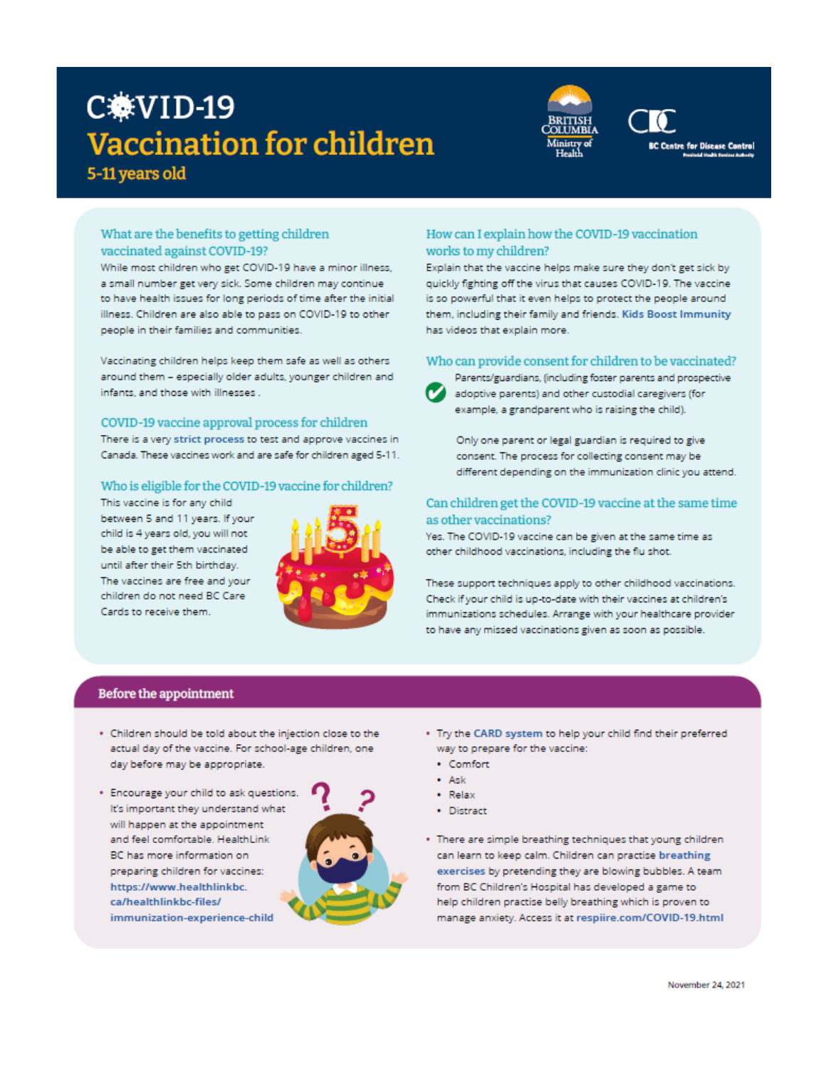# COVID-19

# Vaccination for children

## 5-11 years old

British Columbia Ministry of Health

BC Centre for Disease Control

### What are the benefits to getting children vaccinated against COVID-19?

While most children who get COVID-19 have a minor illness, a small number get very sick. Some children may continue to have health issues for long periods of time after the initial illness. Children are also able to pass on COVID-19 to other people in their families and communities.

Vaccinating children helps keep them safe as well as others around them – especially older adults, younger children and infants, and those with illnesses .

### COVID-19 vaccine approval process for children

There is a very **strict process** to test and approve vaccines in Canada. These vaccines work and are safe for children aged 5-11.

### Who is eligible for the COVID-19 vaccine for children?

This vaccine is for any child between 5 and 11 years. If your child is 4 years old, you will not be able to get them vaccinated until after their 5th birthday.

The vaccines are free and your children do not need BC Care Cards to receive them.

### How can I explain how the COVID-19 vaccination works to my children?

Explain that the vaccine helps make sure they don't get sick by quickly fighting off the virus that causes COVID-19. The vaccine is so powerful that it even helps to protect the people around them, including their family and friends. **Kids Boost Immunity** has videos that explain more.

### Who can provide consent for children to be vaccinated?

Parents/guardians, (including foster parents and prospective adoptive parents) and other custodial caregivers (for example, a grandparent who is raising the child).

Only one parent or legal guardian is required to give consent. The process for collecting consent may be different depending on the immunization clinic you attend.

### Can children get the COVID-19 vaccine at the same time as other vaccinations?

Yes. The COVID-19 vaccine can be given at the same time as other childhood vaccinations, including the flu shot.

These support techniques apply to other childhood vaccinations. Check if your child is up-to-date with their vaccines at children's immunizations schedules. Arrange with your healthcare provider to have any missed vaccinations given as soon as possible.

## Before the appointment

- Children should be told about the injection close to the actual day of the vaccine. For school-age children, one day before may be appropriate.
- Encourage your child to ask questions. It's important they understand what will happen at the appointment and feel comfortable. HealthLink BC has more information on preparing children for vaccines: **https://www.healthlinkbc.ca/healthlinkbc-files/immunization-experience-child**
- Try the **CARD system** to help your child find their preferred way to prepare for the vaccine:
  - Comfort
  - Ask
  - Relax
  - Distract
- There are simple breathing techniques that young children can learn to keep calm. Children can practise **breathing exercises** by pretending they are blowing bubbles. A team from BC Children's Hospital has developed a game to help children practise belly breathing which is proven to manage anxiety. Access it at **respiire.com/COVID-19.html**

November 24, 2021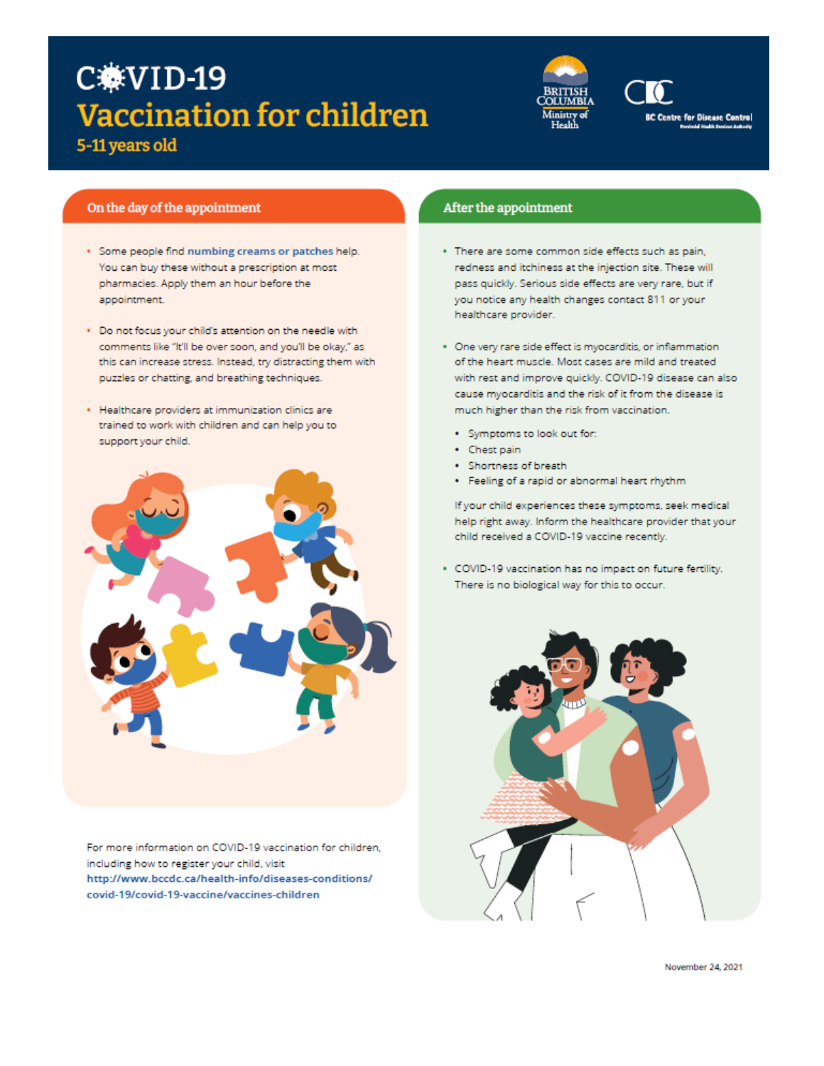# COVID-19 Vaccination for children

## 5-11 years old

BRITISH COLUMBIA Ministry of Health

BC Centre for Disease Control

### On the day of the appointment

- Some people find **numbing creams or patches** help. You can buy these without a prescription at most pharmacies. Apply them an hour before the appointment.
- Do not focus your child's attention on the needle with comments like "It'll be over soon, and you'll be okay," as this can increase stress. Instead, try distracting them with puzzles or chatting, and breathing techniques.
- Healthcare providers at immunization clinics are trained to work with children and can help you to support your child.

For more information on COVID-19 vaccination for children, including how to register your child, visit **http://www.bccdc.ca/health-info/diseases-conditions/covid-19/covid-19-vaccine/vaccines-children**

### After the appointment

- There are some common side effects such as pain, redness and itchiness at the injection site. These will pass quickly. Serious side effects are very rare, but if you notice any health changes contact 811 or your healthcare provider.
- One very rare side effect is myocarditis, or inflammation of the heart muscle. Most cases are mild and treated with rest and improve quickly. COVID-19 disease can also cause myocarditis and the risk of it from the disease is much higher than the risk from vaccination.
  - Symptoms to look out for:
  - Chest pain
  - Shortness of breath
  - Feeling of a rapid or abnormal heart rhythm

  If your child experiences these symptoms, seek medical help right away. Inform the healthcare provider that your child received a COVID-19 vaccine recently.
- COVID-19 vaccination has no impact on future fertility. There is no biological way for this to occur.

November 24, 2021